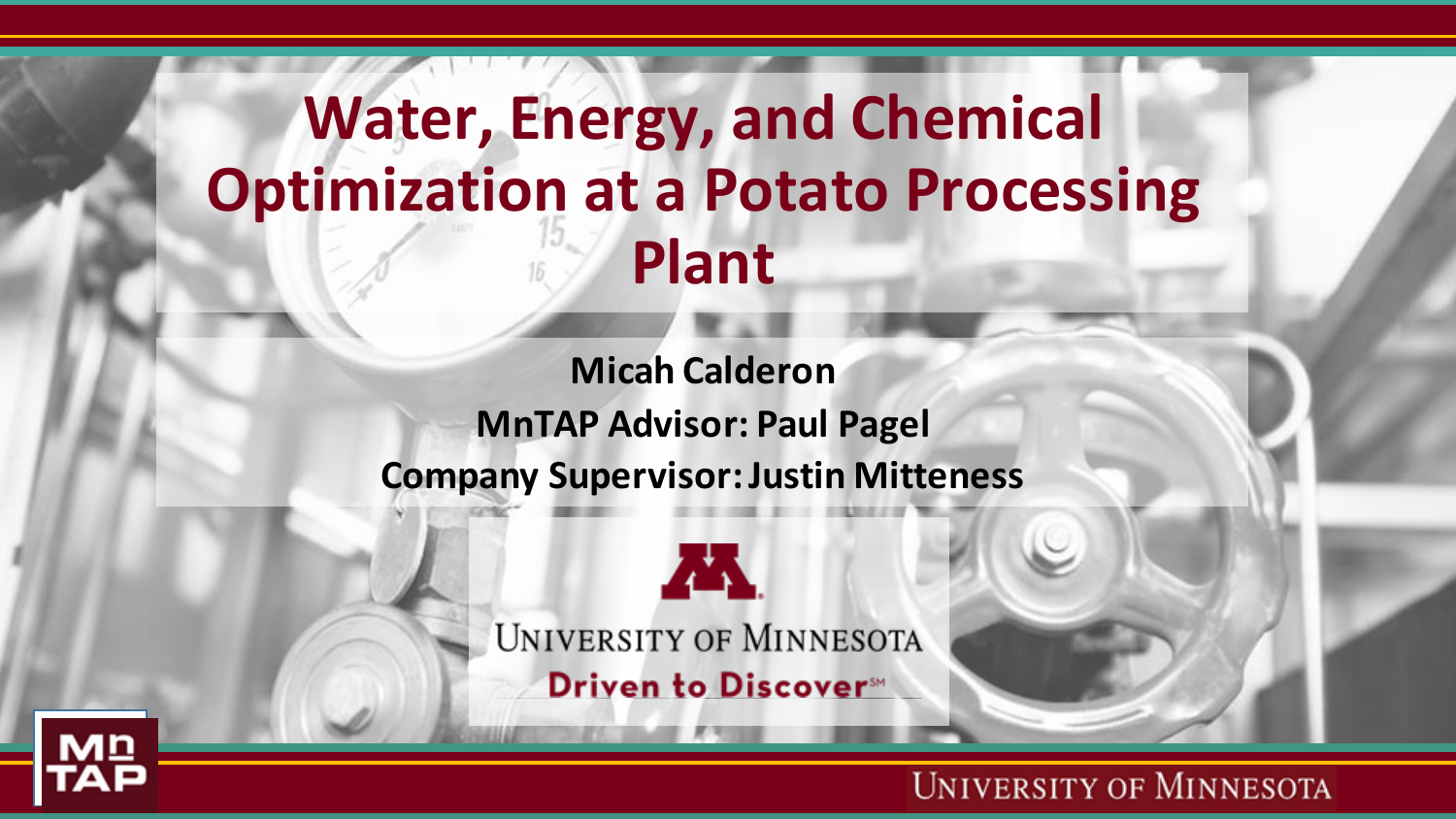# Water, Energy, and Chemical Optimization at a Potato Processing Plant

**Micah Calderon**

**MnTAP Advisor: Paul Pagel**

**Company Supervisor: Justin Mitteness**

UNIVERSITY OF MINNESOTA

Driven to Discover℠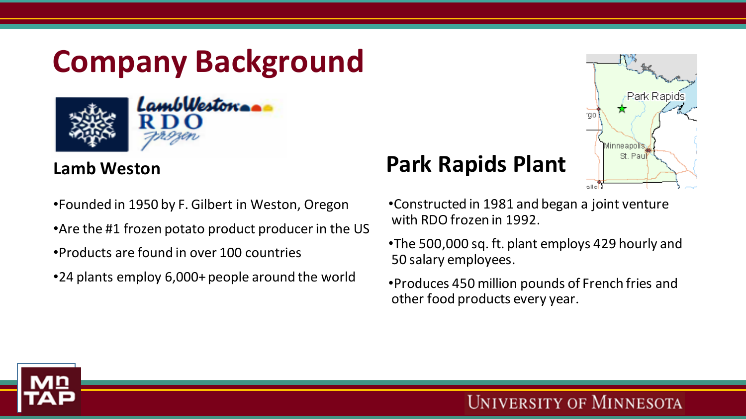# Company Background

## Lamb Weston

- Founded in 1950 by F. Gilbert in Weston, Oregon
- Are the #1 frozen potato product producer in the US
- Products are found in over 100 countries
- 24 plants employ 6,000+ people around the world

## Park Rapids Plant

- Constructed in 1981 and began a joint venture with RDO frozen in 1992.
- The 500,000 sq. ft. plant employs 429 hourly and 50 salary employees.
- Produces 450 million pounds of French fries and other food products every year.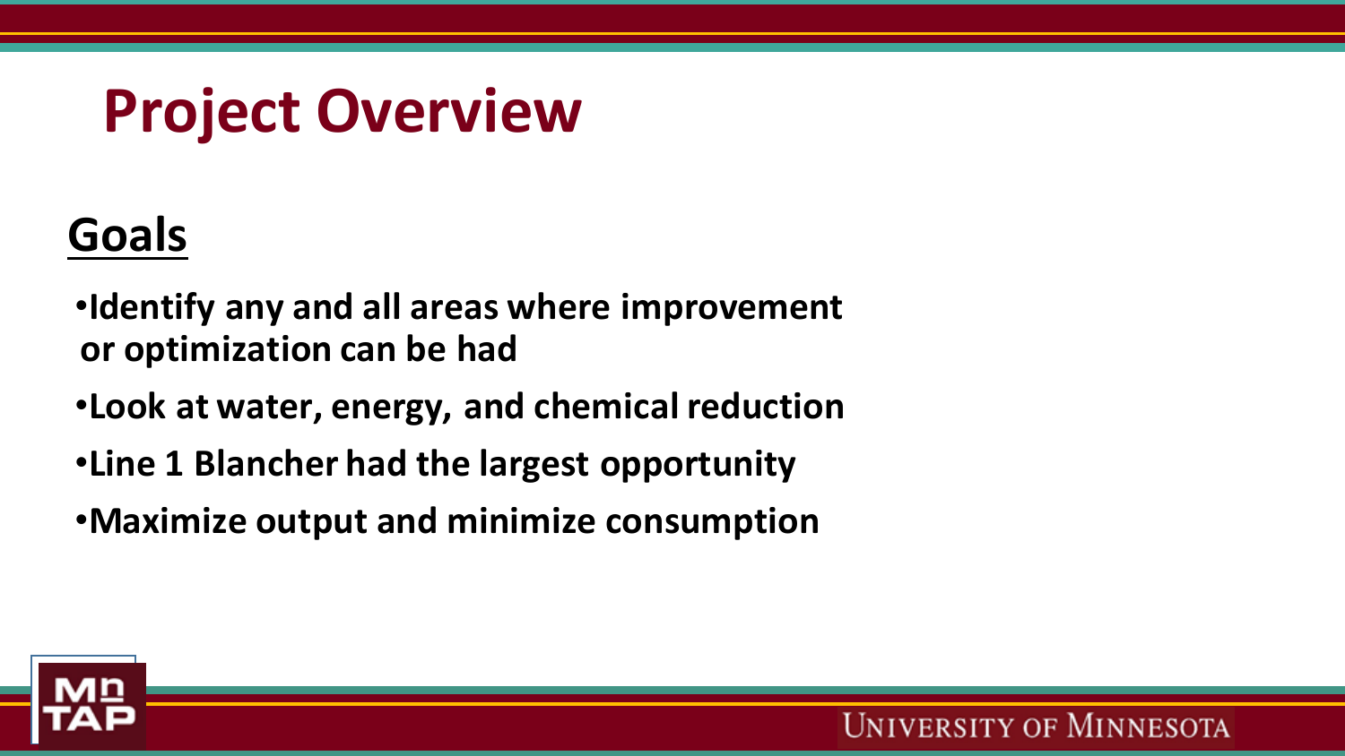# Project Overview

## Goals

- **Identify any and all areas where improvement or optimization can be had**
- **Look at water, energy, and chemical reduction**
- **Line 1 Blancher had the largest opportunity**
- **Maximize output and minimize consumption**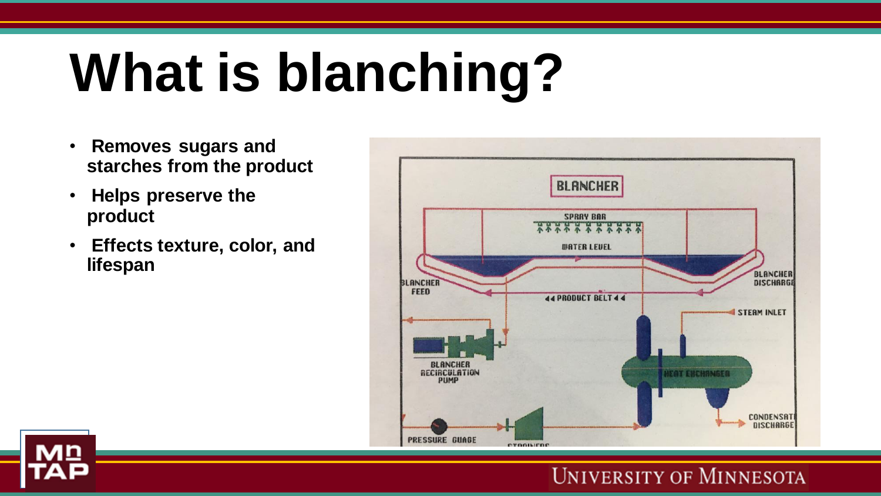# What is blanching?

- Removes sugars and starches from the product
- Helps preserve the product
- Effects texture, color, and lifespan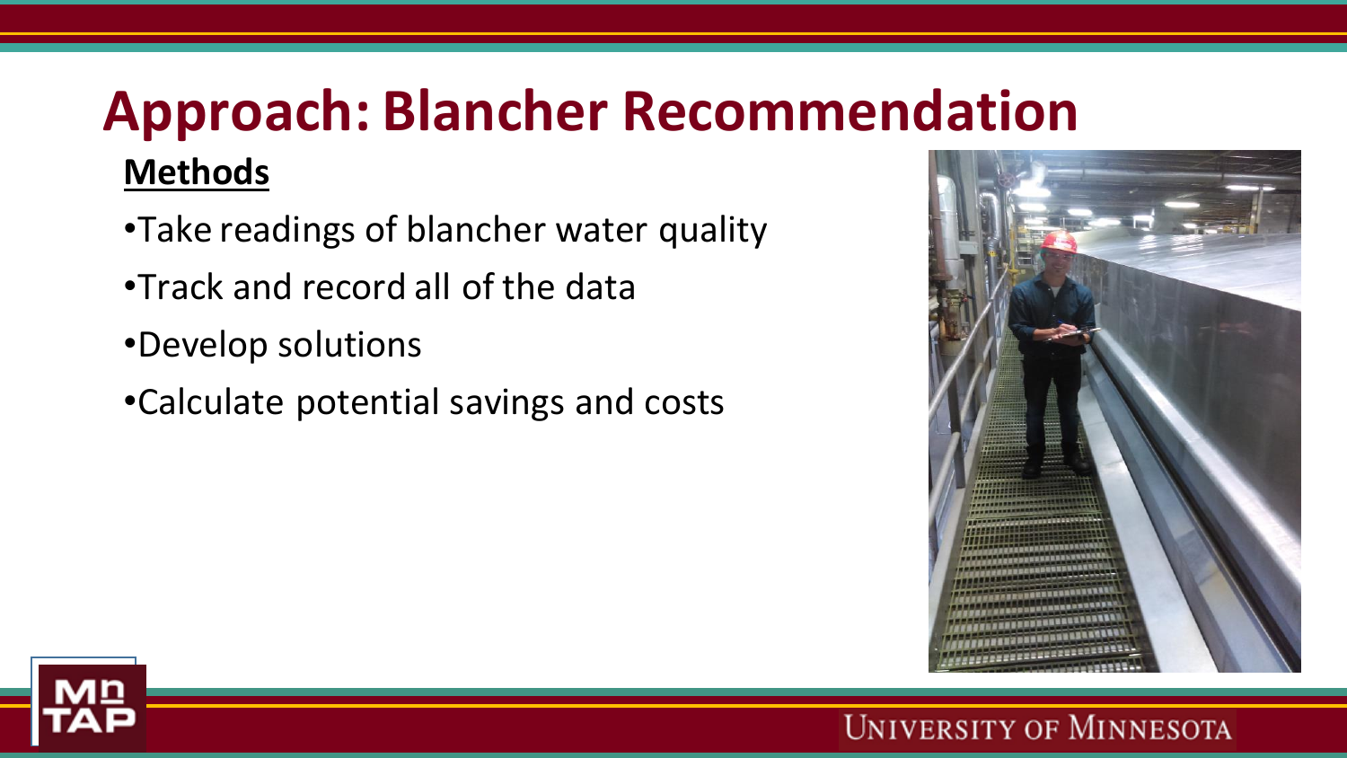# Approach: Blancher Recommendation

## Methods

- Take readings of blancher water quality
- Track and record all of the data
- Develop solutions
- Calculate potential savings and costs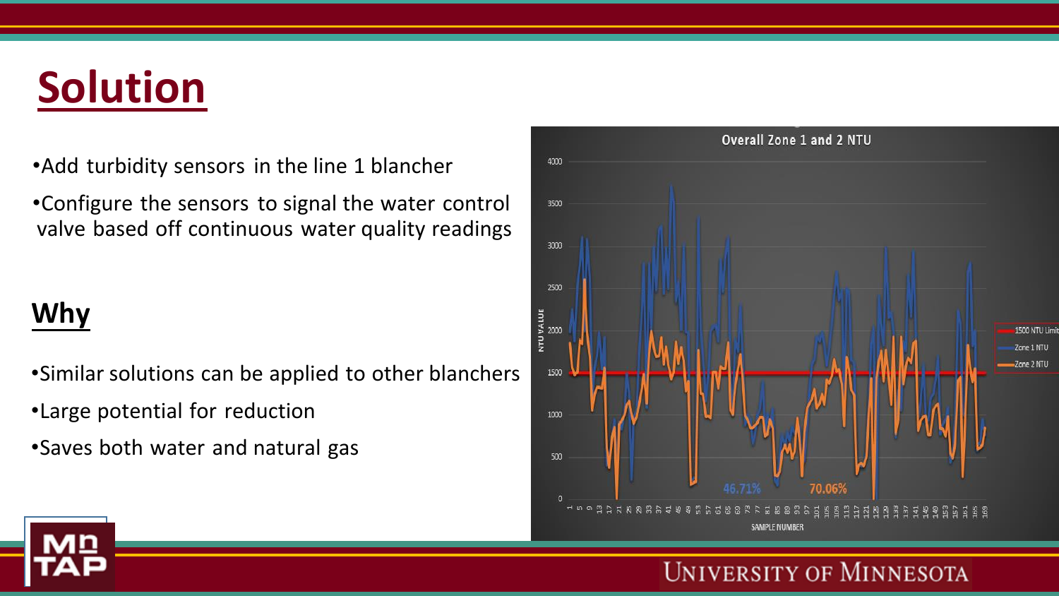# Solution

- Add turbidity sensors in the line 1 blancher
- Configure the sensors to signal the water control valve based off continuous water quality readings

## Why

- Similar solutions can be applied to other blanchers
- Large potential for reduction
- Saves both water and natural gas

**Overall Zone 1 and 2 NTU**

- 1500 NTU Limit
- Zone 1 NTU
- Zone 2 NTU

46.71% 70.06%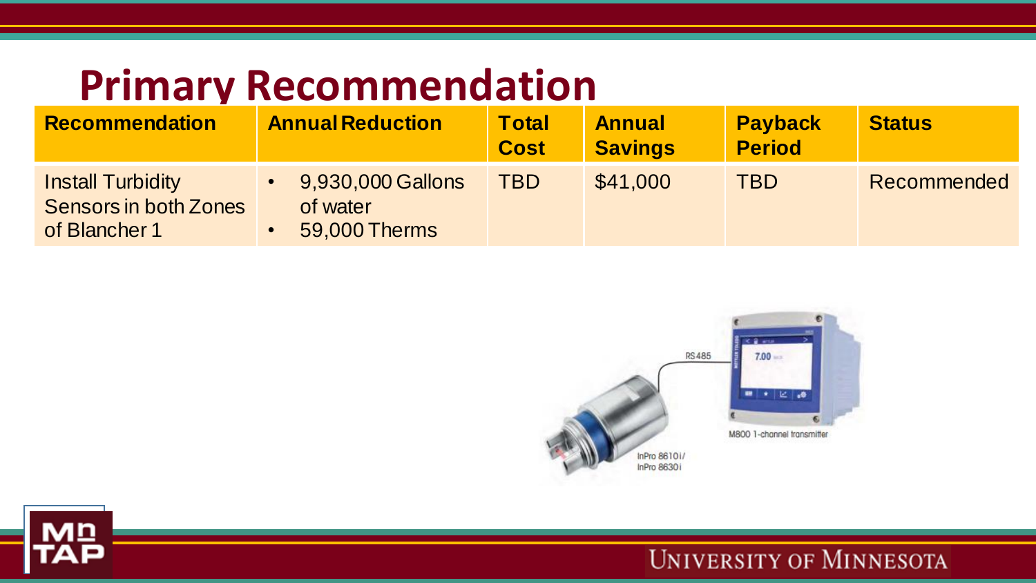# Primary Recommendation

| Recommendation | Annual Reduction | Total Cost | Annual Savings | Payback Period | Status |
|---|---|---|---|---|---|
| Install Turbidity Sensors in both Zones of Blancher 1 | • 9,930,000 Gallons of water<br>• 59,000 Therms | TBD | $41,000 | TBD | Recommended |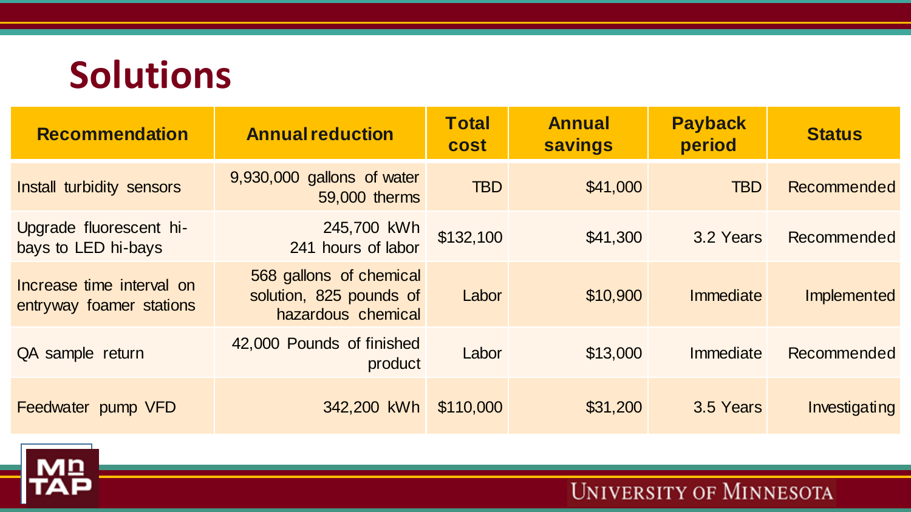# Solutions

| Recommendation | Annual reduction | Total cost | Annual savings | Payback period | Status |
|---|---|---|---|---|---|
| Install turbidity sensors | 9,930,000 gallons of water 59,000 therms | TBD | $41,000 | TBD | Recommended |
| Upgrade fluorescent hi-bays to LED hi-bays | 245,700 kWh 241 hours of labor | $132,100 | $41,300 | 3.2 Years | Recommended |
| Increase time interval on entryway foamer stations | 568 gallons of chemical solution, 825 pounds of hazardous chemical | Labor | $10,900 | Immediate | Implemented |
| QA sample return | 42,000 Pounds of finished product | Labor | $13,000 | Immediate | Recommended |
| Feedwater pump VFD | 342,200 kWh | $110,000 | $31,200 | 3.5 Years | Investigating |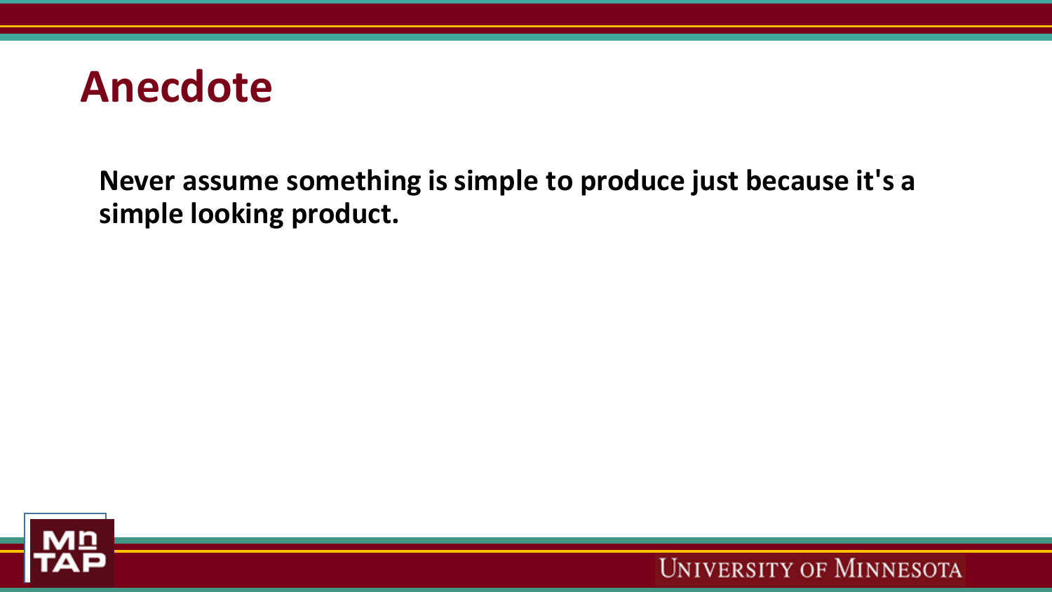# Anecdote

**Never assume something is simple to produce just because it's a simple looking product.**